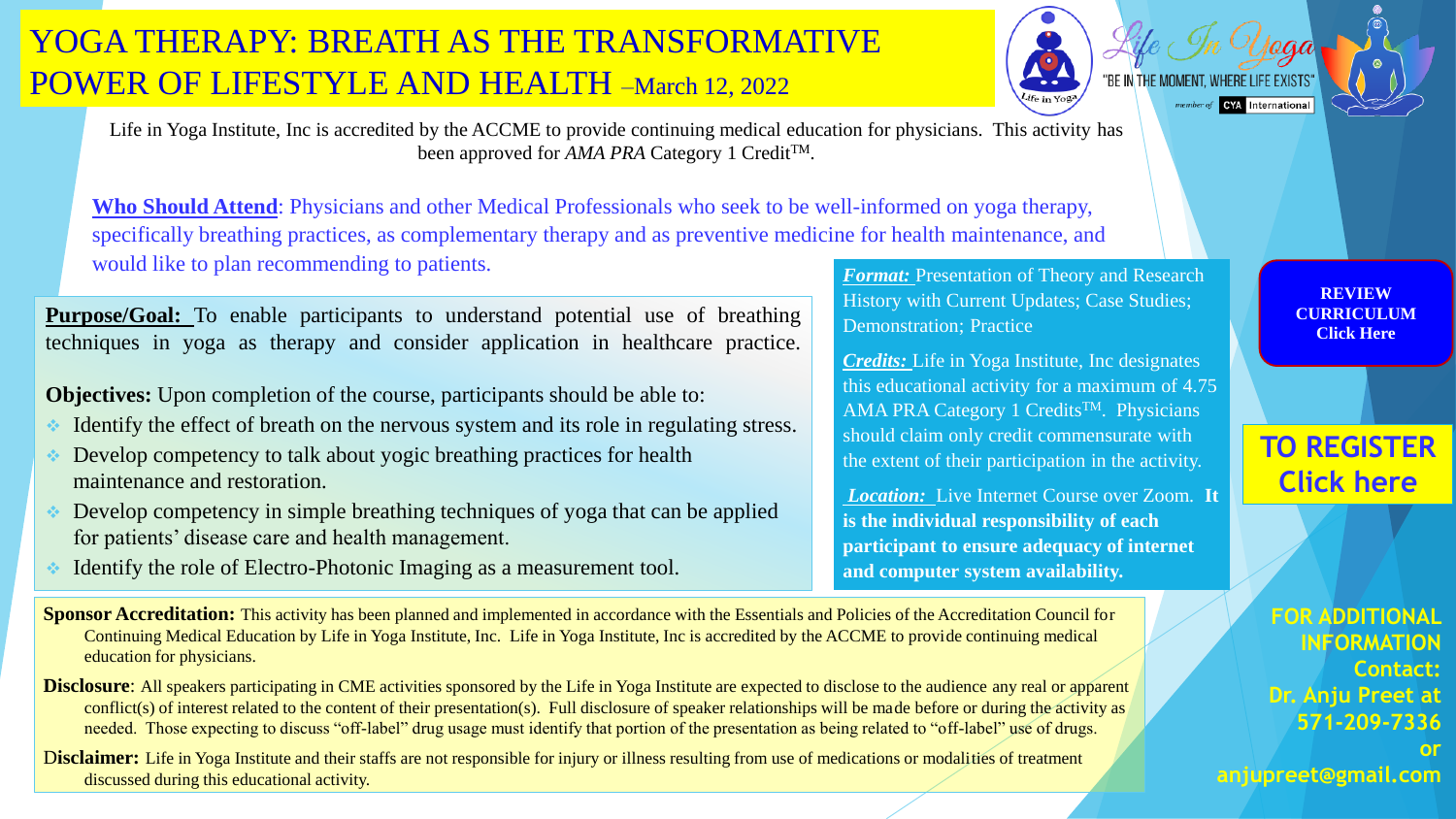# YOGA THERAPY: BREATH AS THE TRANSFORMATIVE POWER OF LIFESTYLE AND HEALTH –March 12, 2022

Life In Yoga
"BE IN THE MOMENT, WHERE LIFE EXISTS"
member of CYA International

Life in Yoga Institute, Inc is accredited by the ACCME to provide continuing medical education for physicians. This activity has been approved for *AMA PRA* Category 1 Credit™.

**Who Should Attend**: Physicians and other Medical Professionals who seek to be well-informed on yoga therapy, specifically breathing practices, as complementary therapy and as preventive medicine for health maintenance, and would like to plan recommending to patients.

**Purpose/Goal:** To enable participants to understand potential use of breathing techniques in yoga as therapy and consider application in healthcare practice.

**Objectives:** Upon completion of the course, participants should be able to:

- Identify the effect of breath on the nervous system and its role in regulating stress.
- Develop competency to talk about yogic breathing practices for health maintenance and restoration.
- Develop competency in simple breathing techniques of yoga that can be applied for patients' disease care and health management.
- Identify the role of Electro-Photonic Imaging as a measurement tool.

***Format:*** Presentation of Theory and Research History with Current Updates; Case Studies; Demonstration; Practice

***Credits:*** Life in Yoga Institute, Inc designates this educational activity for a maximum of 4.75 AMA PRA Category 1 Credits™. Physicians should claim only credit commensurate with the extent of their participation in the activity.

***Location:*** Live Internet Course over Zoom. **It is the individual responsibility of each participant to ensure adequacy of internet and computer system availability.**

**REVIEW CURRICULUM Click Here**

**TO REGISTER Click here**

**Sponsor Accreditation:** This activity has been planned and implemented in accordance with the Essentials and Policies of the Accreditation Council for Continuing Medical Education by Life in Yoga Institute, Inc. Life in Yoga Institute, Inc is accredited by the ACCME to provide continuing medical education for physicians.

**Disclosure**: All speakers participating in CME activities sponsored by the Life in Yoga Institute are expected to disclose to the audience any real or apparent conflict(s) of interest related to the content of their presentation(s). Full disclosure of speaker relationships will be made before or during the activity as needed. Those expecting to discuss "off-label" drug usage must identify that portion of the presentation as being related to "off-label" use of drugs.

**Disclaimer:** Life in Yoga Institute and their staffs are not responsible for injury or illness resulting from use of medications or modalities of treatment discussed during this educational activity.

**FOR ADDITIONAL INFORMATION Contact: Dr. Anju Preet at 571-209-7336 or anjupreet@gmail.com**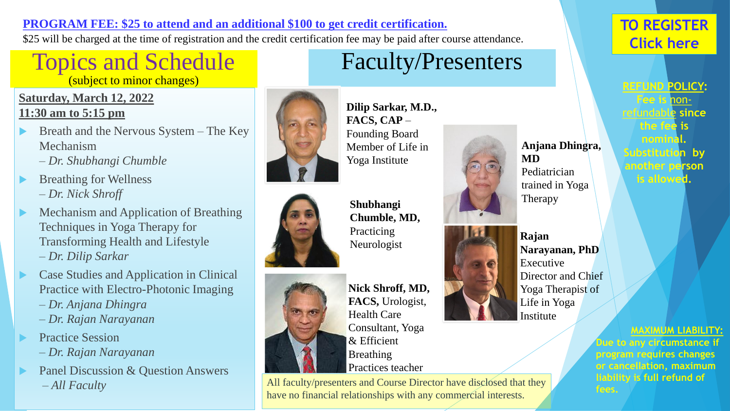**PROGRAM FEE: $25 to attend and an additional $100 to get credit certification.**

$25 will be charged at the time of registration and the credit certification fee may be paid after course attendance.

**TO REGISTER Click here**

**REFUND POLICY: Fee is non-refundable since the fee is nominal. Substitution by another person is allowed.**

# Topics and Schedule

(subject to minor changes)

**Saturday, March 12, 2022**
**11:30 am to 5:15 pm**

- Breath and the Nervous System – The Key Mechanism
  – *Dr. Shubhangi Chumble*
- Breathing for Wellness
  – *Dr. Nick Shroff*
- Mechanism and Application of Breathing Techniques in Yoga Therapy for Transforming Health and Lifestyle
  – *Dr. Dilip Sarkar*
- Case Studies and Application in Clinical Practice with Electro-Photonic Imaging
  – *Dr. Anjana Dhingra*
  – *Dr. Rajan Narayanan*
- Practice Session
  – *Dr. Rajan Narayanan*
- Panel Discussion & Question Answers
  – *All Faculty*

# Faculty/Presenters

**Dilip Sarkar, M.D., FACS, CAP** – Founding Board Member of Life in Yoga Institute

**Shubhangi Chumble, MD,** Practicing Neurologist

**Nick Shroff, MD, FACS,** Urologist, Health Care Consultant, Yoga & Efficient Breathing Practices teacher

**Anjana Dhingra, MD** Pediatrician trained in Yoga Therapy

**Rajan Narayanan, PhD** Executive Director and Chief Yoga Therapist of Life in Yoga Institute

All faculty/presenters and Course Director have disclosed that they have no financial relationships with any commercial interests.

**MAXIMUM LIABILITY: Due to any circumstance if program requires changes or cancellation, maximum liability is full refund of fees.**